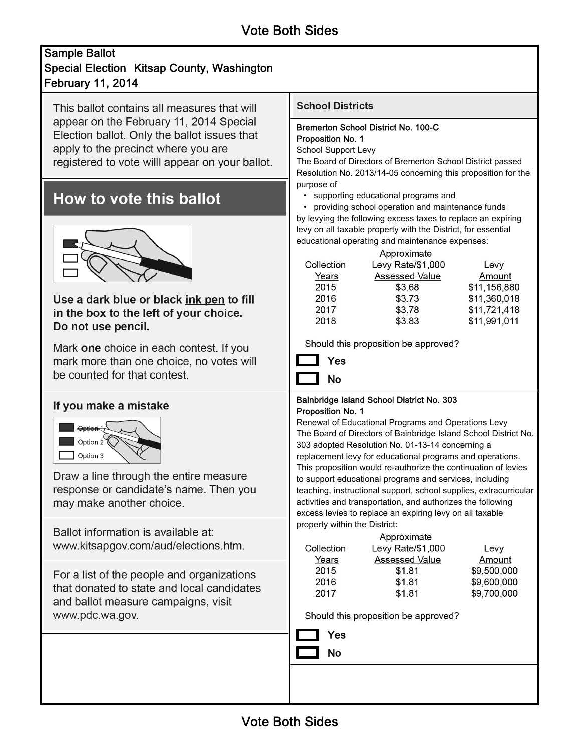Vote Both Sides

**Sample Ballot**
**Special Election Kitsap County, Washington**
**February 11, 2014**

This ballot contains all measures that will appear on the February 11, 2014 Special Election ballot. Only the ballot issues that apply to the precinct where you are registered to vote willl appear on your ballot.

## How to vote this ballot

**Use a dark blue or black ink pen to fill in the box to the left of your choice. Do not use pencil.**

Mark **one** choice in each contest. If you mark more than one choice, no votes will be counted for that contest.

### If you make a mistake

- ~~Option 1~~
- Option 2
- Option 3

Draw a line through the entire measure response or candidate's name. Then you may make another choice.

Ballot information is available at: www.kitsapgov.com/aud/elections.htm.

For a list of the people and organizations that donated to state and local candidates and ballot measure campaigns, visit www.pdc.wa.gov.

## School Districts

**Bremerton School District No. 100-C**
**Proposition No. 1**
School Support Levy

The Board of Directors of Bremerton School District passed Resolution No. 2013/14-05 concerning this proposition for the purpose of

- supporting educational programs and
- providing school operation and maintenance funds

by levying the following excess taxes to replace an expiring levy on all taxable property with the District, for essential educational operating and maintenance expenses:

| Collection Years | Approximate Levy Rate/$1,000 Assessed Value | Levy Amount |
|---|---|---|
| 2015 | $3.68 | $11,156,880 |
| 2016 | $3.73 | $11,360,018 |
| 2017 | $3.78 | $11,721,418 |
| 2018 | $3.83 | $11,991,011 |

Should this proposition be approved?

- [ ] Yes
- [ ] No

**Bainbridge Island School District No. 303**
**Proposition No. 1**
Renewal of Educational Programs and Operations Levy

The Board of Directors of Bainbridge Island School District No. 303 adopted Resolution No. 01-13-14 concerning a replacement levy for educational programs and operations. This proposition would re-authorize the continuation of levies to support educational programs and services, including teaching, instructional support, school supplies, extracurricular activities and transportation, and authorizes the following excess levies to replace an expiring levy on all taxable property within the District:

| Collection Years | Approximate Levy Rate/$1,000 Assessed Value | Levy Amount |
|---|---|---|
| 2015 | $1.81 | $9,500,000 |
| 2016 | $1.81 | $9,600,000 |
| 2017 | $1.81 | $9,700,000 |

Should this proposition be approved?

- [ ] Yes
- [ ] No

Vote Both Sides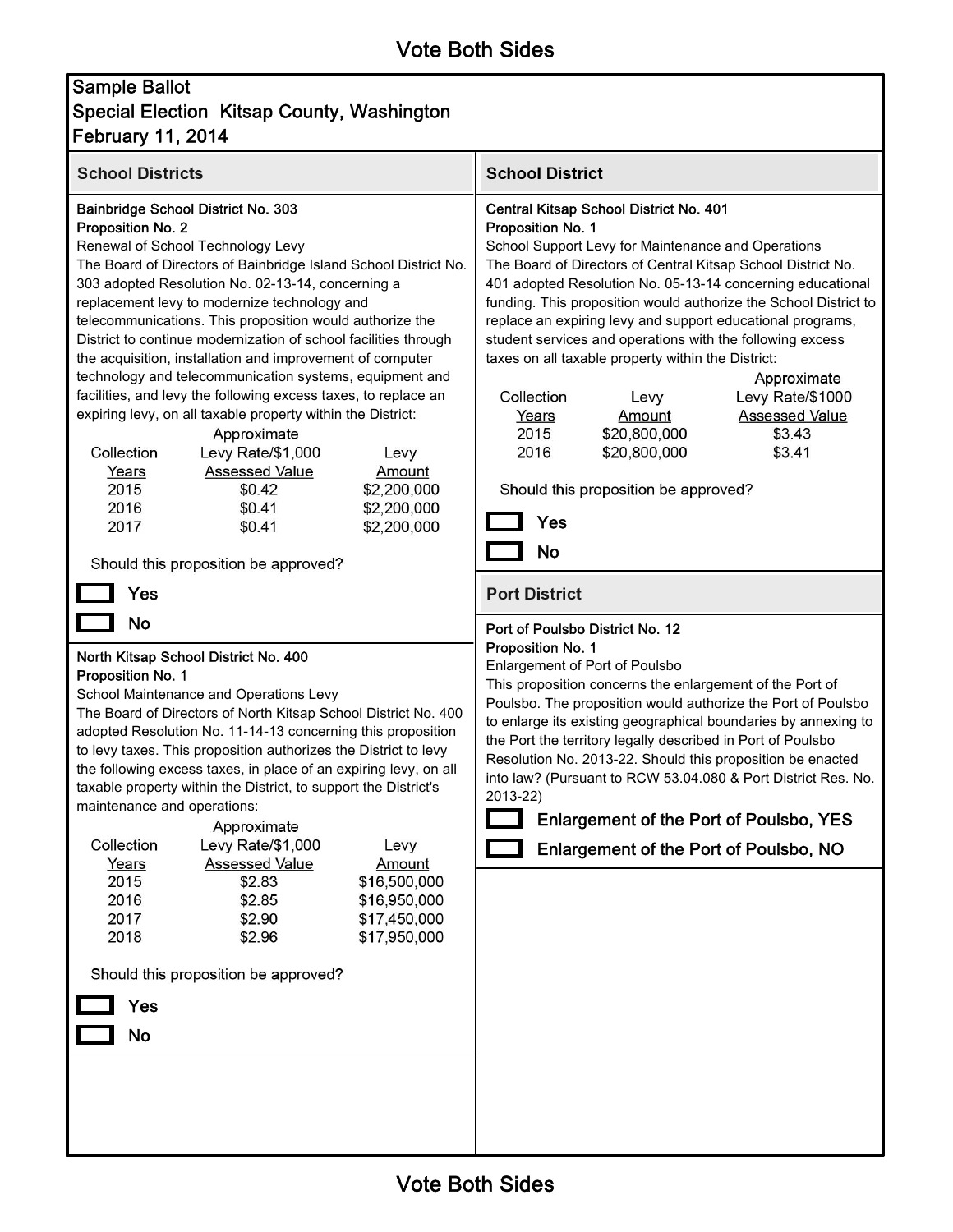Vote Both Sides

# Sample Ballot
## Special Election Kitsap County, Washington
## February 11, 2014

## School Districts

**Bainbridge School District No. 303**
**Proposition No. 2**
Renewal of School Technology Levy
The Board of Directors of Bainbridge Island School District No. 303 adopted Resolution No. 02-13-14, concerning a replacement levy to modernize technology and telecommunications. This proposition would authorize the District to continue modernization of school facilities through the acquisition, installation and improvement of computer technology and telecommunication systems, equipment and facilities, and levy the following excess taxes, to replace an expiring levy, on all taxable property within the District:

| Collection Years | Approximate Levy Rate/$1,000 Assessed Value | Levy Amount |
|---|---|---|
| 2015 | $0.42 | $2,200,000 |
| 2016 | $0.41 | $2,200,000 |
| 2017 | $0.41 | $2,200,000 |

Should this proposition be approved?

- [ ] Yes
- [ ] No

**North Kitsap School District No. 400**
**Proposition No. 1**
School Maintenance and Operations Levy
The Board of Directors of North Kitsap School District No. 400 adopted Resolution No. 11-14-13 concerning this proposition to levy taxes. This proposition authorizes the District to levy the following excess taxes, in place of an expiring levy, on all taxable property within the District, to support the District's maintenance and operations:

| Collection Years | Approximate Levy Rate/$1,000 Assessed Value | Levy Amount |
|---|---|---|
| 2015 | $2.83 | $16,500,000 |
| 2016 | $2.85 | $16,950,000 |
| 2017 | $2.90 | $17,450,000 |
| 2018 | $2.96 | $17,950,000 |

Should this proposition be approved?

- [ ] Yes
- [ ] No

## School District

**Central Kitsap School District No. 401**
**Proposition No. 1**
School Support Levy for Maintenance and Operations
The Board of Directors of Central Kitsap School District No. 401 adopted Resolution No. 05-13-14 concerning educational funding. This proposition would authorize the School District to replace an expiring levy and support educational programs, student services and operations with the following excess taxes on all taxable property within the District:

| Collection Years | Levy Amount | Approximate Levy Rate/$1000 Assessed Value |
|---|---|---|
| 2015 | $20,800,000 | $3.43 |
| 2016 | $20,800,000 | $3.41 |

Should this proposition be approved?

- [ ] Yes
- [ ] No

## Port District

**Port of Poulsbo District No. 12**
**Proposition No. 1**
Enlargement of Port of Poulsbo
This proposition concerns the enlargement of the Port of Poulsbo. The proposition would authorize the Port of Poulsbo to enlarge its existing geographical boundaries by annexing to the Port the territory legally described in Port of Poulsbo Resolution No. 2013-22. Should this proposition be enacted into law? (Pursuant to RCW 53.04.080 & Port District Res. No. 2013-22)

- [ ] Enlargement of the Port of Poulsbo, YES
- [ ] Enlargement of the Port of Poulsbo, NO

Vote Both Sides